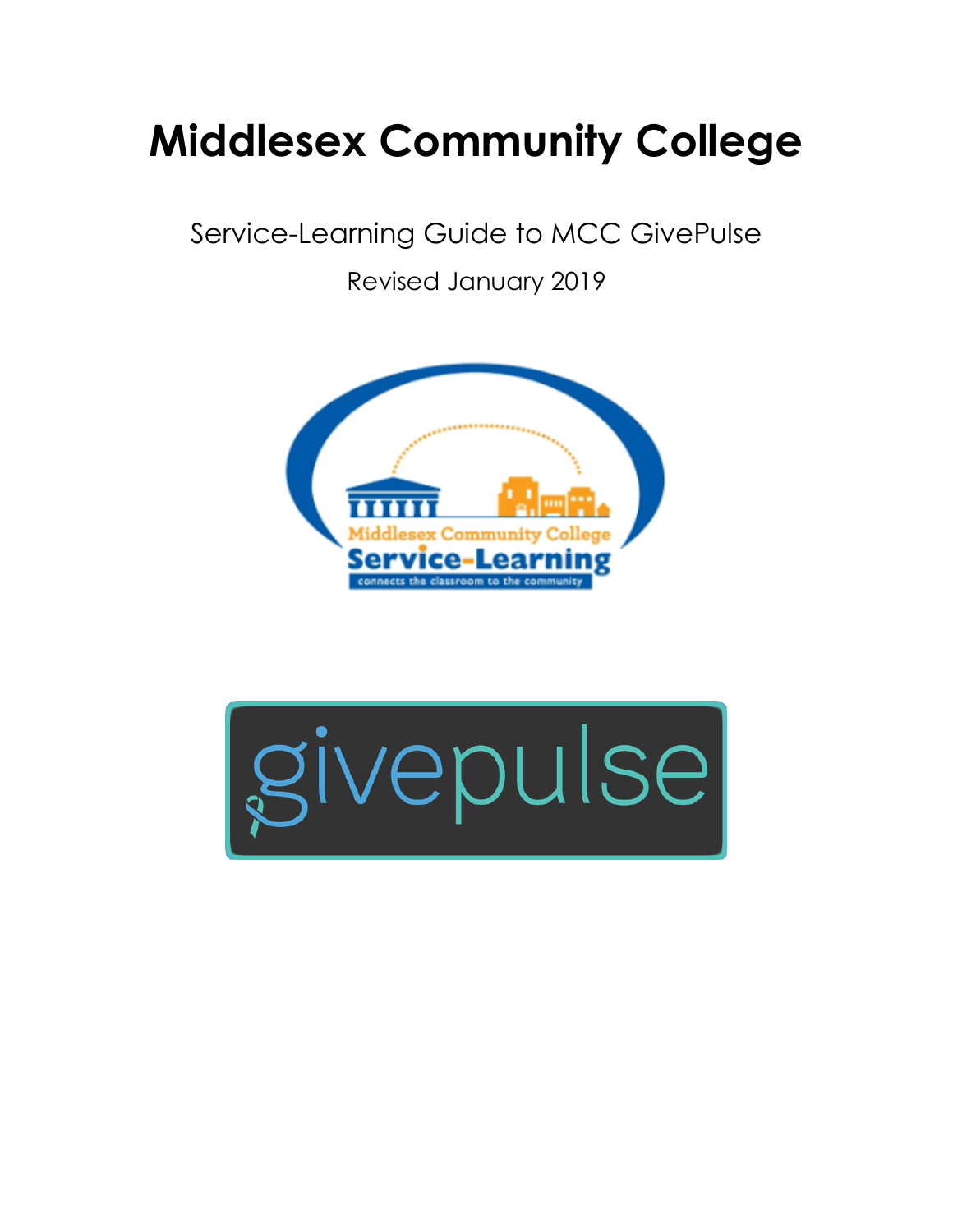# Middlesex Community College

Service-Learning Guide to MCC GivePulse

Revised January 2019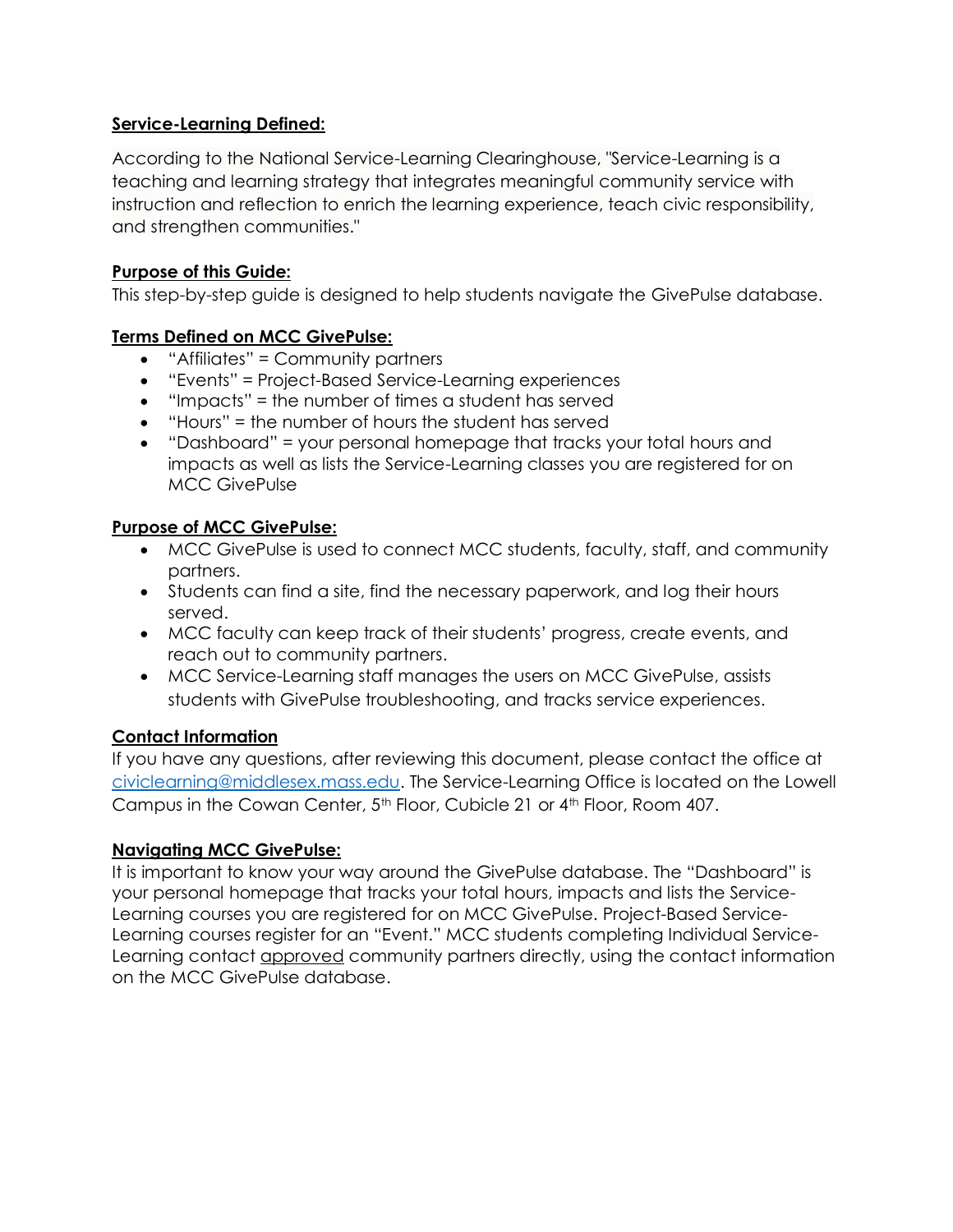**<u>Service-Learning Defined:</u>**

According to the National Service-Learning Clearinghouse, "Service-Learning is a teaching and learning strategy that integrates meaningful community service with instruction and reflection to enrich the learning experience, teach civic responsibility, and strengthen communities."

**<u>Purpose of this Guide:</u>**

This step-by-step guide is designed to help students navigate the GivePulse database.

**<u>Terms Defined on MCC GivePulse:</u>**

- "Affiliates" = Community partners
- "Events" = Project-Based Service-Learning experiences
- "Impacts" = the number of times a student has served
- "Hours" = the number of hours the student has served
- "Dashboard" = your personal homepage that tracks your total hours and impacts as well as lists the Service-Learning classes you are registered for on MCC GivePulse

**<u>Purpose of MCC GivePulse:</u>**

- MCC GivePulse is used to connect MCC students, faculty, staff, and community partners.
- Students can find a site, find the necessary paperwork, and log their hours served.
- MCC faculty can keep track of their students' progress, create events, and reach out to community partners.
- MCC Service-Learning staff manages the users on MCC GivePulse, assists students with GivePulse troubleshooting, and tracks service experiences.

**<u>Contact Information</u>**

If you have any questions, after reviewing this document, please contact the office at [civiclearning@middlesex.mass.edu](mailto:civiclearning@middlesex.mass.edu). The Service-Learning Office is located on the Lowell Campus in the Cowan Center, 5th Floor, Cubicle 21 or 4th Floor, Room 407.

**<u>Navigating MCC GivePulse:</u>**

It is important to know your way around the GivePulse database. The "Dashboard" is your personal homepage that tracks your total hours, impacts and lists the Service-Learning courses you are registered for on MCC GivePulse. Project-Based Service-Learning courses register for an "Event." MCC students completing Individual Service-Learning contact <u>approved</u> community partners directly, using the contact information on the MCC GivePulse database.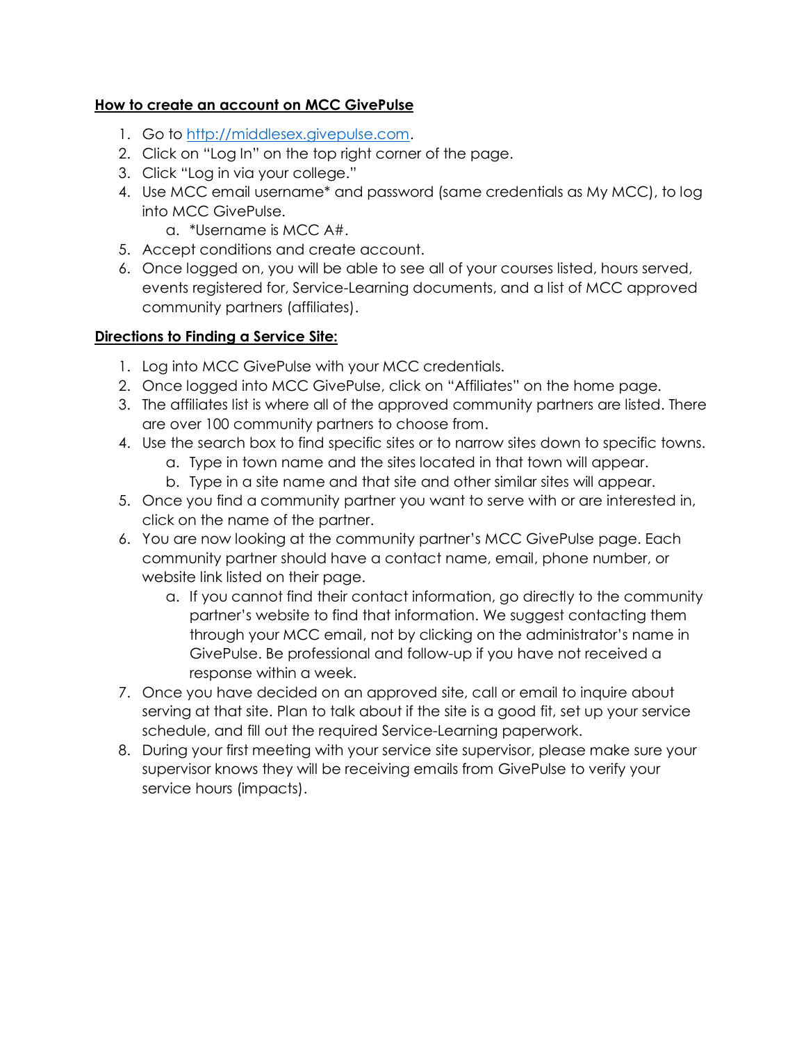**How to create an account on MCC GivePulse**

1. Go to [http://middlesex.givepulse.com](http://middlesex.givepulse.com).
2. Click on "Log In" on the top right corner of the page.
3. Click "Log in via your college."
4. Use MCC email username* and password (same credentials as My MCC), to log into MCC GivePulse.
    a. *Username is MCC A#.
5. Accept conditions and create account.
6. Once logged on, you will be able to see all of your courses listed, hours served, events registered for, Service-Learning documents, and a list of MCC approved community partners (affiliates).

**Directions to Finding a Service Site:**

1. Log into MCC GivePulse with your MCC credentials.
2. Once logged into MCC GivePulse, click on "Affiliates" on the home page.
3. The affiliates list is where all of the approved community partners are listed. There are over 100 community partners to choose from.
4. Use the search box to find specific sites or to narrow sites down to specific towns.
    a. Type in town name and the sites located in that town will appear.
    b. Type in a site name and that site and other similar sites will appear.
5. Once you find a community partner you want to serve with or are interested in, click on the name of the partner.
6. You are now looking at the community partner's MCC GivePulse page. Each community partner should have a contact name, email, phone number, or website link listed on their page.
    a. If you cannot find their contact information, go directly to the community partner's website to find that information. We suggest contacting them through your MCC email, not by clicking on the administrator's name in GivePulse. Be professional and follow-up if you have not received a response within a week.
7. Once you have decided on an approved site, call or email to inquire about serving at that site. Plan to talk about if the site is a good fit, set up your service schedule, and fill out the required Service-Learning paperwork.
8. During your first meeting with your service site supervisor, please make sure your supervisor knows they will be receiving emails from GivePulse to verify your service hours (impacts).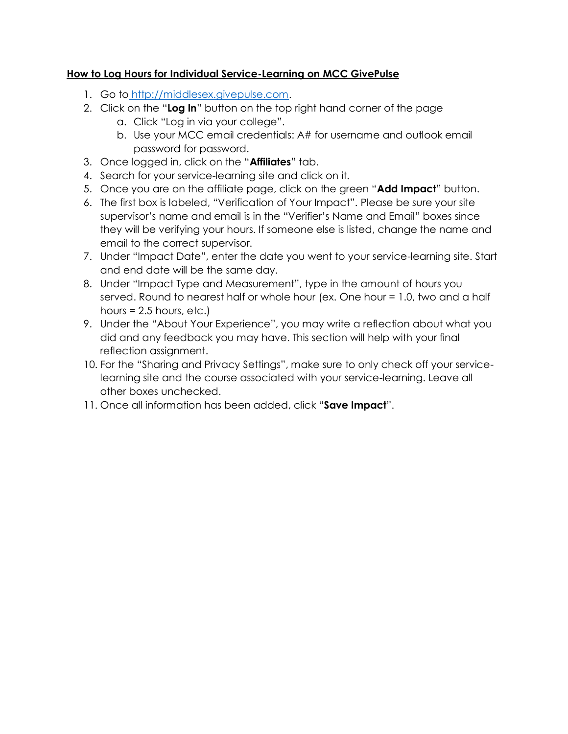**How to Log Hours for Individual Service-Learning on MCC GivePulse**

1. Go to [http://middlesex.givepulse.com](http://middlesex.givepulse.com).
2. Click on the "**Log In**" button on the top right hand corner of the page
    a. Click "Log in via your college".
    b. Use your MCC email credentials: A# for username and outlook email password for password.
3. Once logged in, click on the "**Affiliates**" tab.
4. Search for your service-learning site and click on it.
5. Once you are on the affiliate page, click on the green "**Add Impact**" button.
6. The first box is labeled, "Verification of Your Impact". Please be sure your site supervisor's name and email is in the "Verifier's Name and Email" boxes since they will be verifying your hours. If someone else is listed, change the name and email to the correct supervisor.
7. Under "Impact Date", enter the date you went to your service-learning site. Start and end date will be the same day.
8. Under "Impact Type and Measurement", type in the amount of hours you served. Round to nearest half or whole hour (ex. One hour = 1.0, two and a half hours = 2.5 hours, etc.)
9. Under the "About Your Experience", you may write a reflection about what you did and any feedback you may have. This section will help with your final reflection assignment.
10. For the "Sharing and Privacy Settings", make sure to only check off your service-learning site and the course associated with your service-learning. Leave all other boxes unchecked.
11. Once all information has been added, click "**Save Impact**".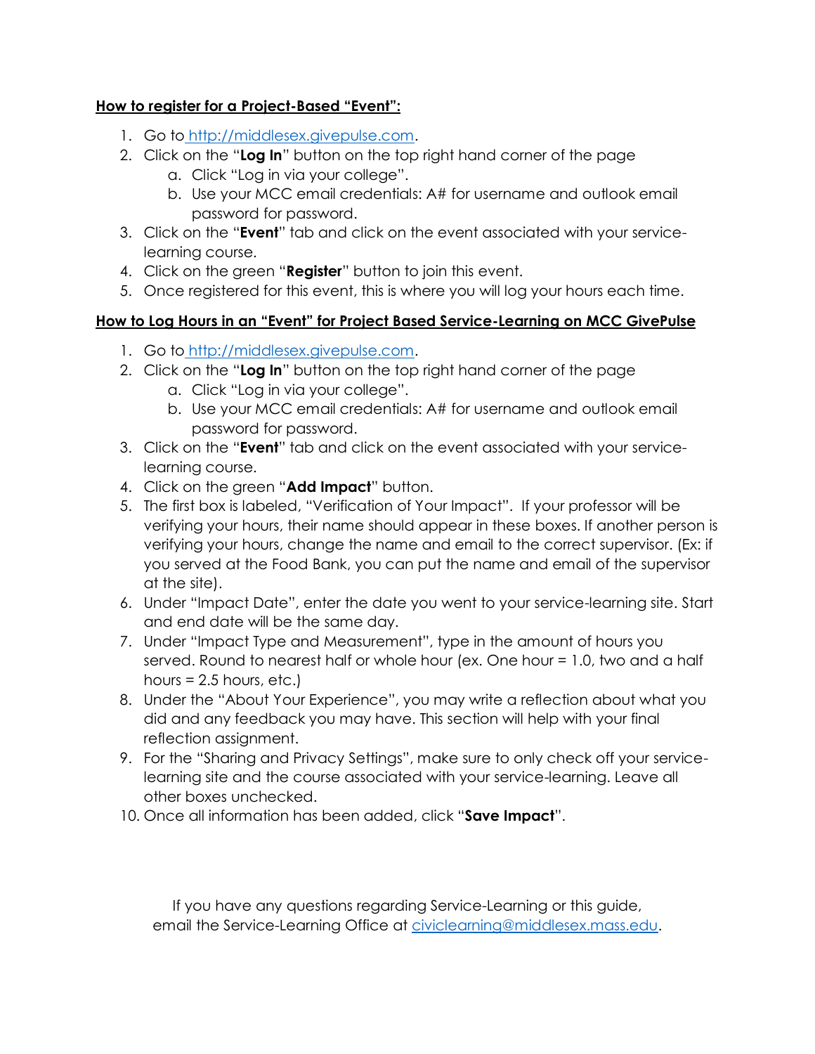**How to register for a Project-Based "Event":**

1. Go to [http://middlesex.givepulse.com](http://middlesex.givepulse.com).
2. Click on the "**Log In**" button on the top right hand corner of the page
   a. Click "Log in via your college".
   b. Use your MCC email credentials: A# for username and outlook email password for password.
3. Click on the "**Event**" tab and click on the event associated with your service-learning course.
4. Click on the green "**Register**" button to join this event.
5. Once registered for this event, this is where you will log your hours each time.

**How to Log Hours in an "Event" for Project Based Service-Learning on MCC GivePulse**

1. Go to [http://middlesex.givepulse.com](http://middlesex.givepulse.com).
2. Click on the "**Log In**" button on the top right hand corner of the page
   a. Click "Log in via your college".
   b. Use your MCC email credentials: A# for username and outlook email password for password.
3. Click on the "**Event**" tab and click on the event associated with your service-learning course.
4. Click on the green "**Add Impact**" button.
5. The first box is labeled, "Verification of Your Impact". If your professor will be verifying your hours, their name should appear in these boxes. If another person is verifying your hours, change the name and email to the correct supervisor. (Ex: if you served at the Food Bank, you can put the name and email of the supervisor at the site).
6. Under "Impact Date", enter the date you went to your service-learning site. Start and end date will be the same day.
7. Under "Impact Type and Measurement", type in the amount of hours you served. Round to nearest half or whole hour (ex. One hour = 1.0, two and a half hours = 2.5 hours, etc.)
8. Under the "About Your Experience", you may write a reflection about what you did and any feedback you may have. This section will help with your final reflection assignment.
9. For the "Sharing and Privacy Settings", make sure to only check off your service-learning site and the course associated with your service-learning. Leave all other boxes unchecked.
10. Once all information has been added, click "**Save Impact**".

If you have any questions regarding Service-Learning or this guide, email the Service-Learning Office at [civiclearning@middlesex.mass.edu](mailto:civiclearning@middlesex.mass.edu).